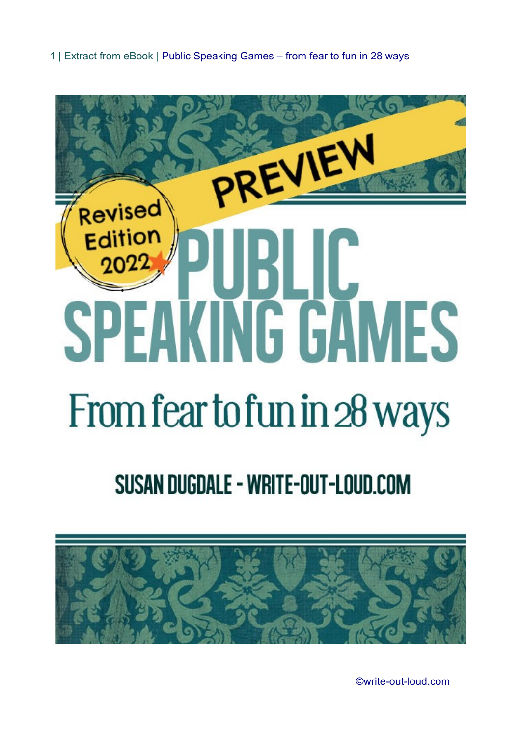# PUBLIC SPEAKING GAMES

PREVIEW

Revised Edition 2022

## From fear to fun in 28 ways

SUSAN DUGDALE - WRITE-OUT-LOUD.COM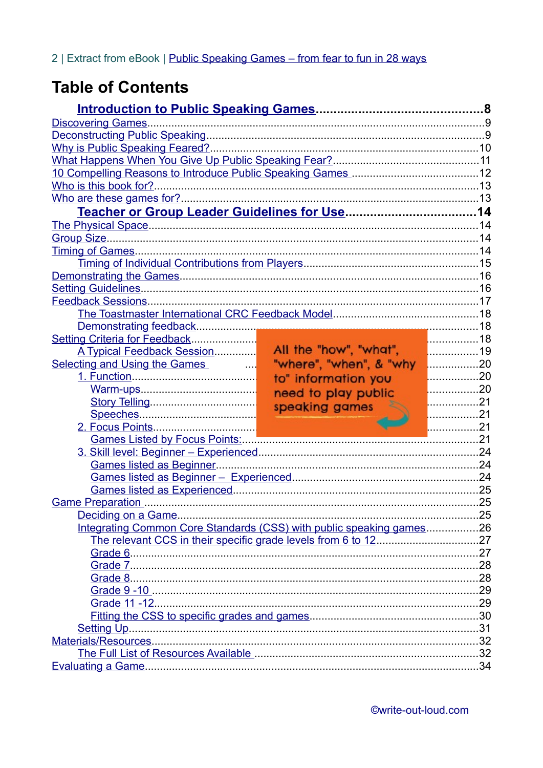# Table of Contents

**Introduction to Public Speaking Games** ........ 8
- Discovering Games ........ 9
- Deconstructing Public Speaking ........ 9
- Why is Public Speaking Feared? ........ 10
- What Happens When You Give Up Public Speaking Fear? ........ 11
- 10 Compelling Reasons to Introduce Public Speaking Games ........ 12
- Who is this book for? ........ 13
- Who are these games for? ........ 13

**Teacher or Group Leader Guidelines for Use** ........ 14
- The Physical Space ........ 14
- Group Size ........ 14
- Timing of Games ........ 14
  - Timing of Individual Contributions from Players ........ 15
- Demonstrating the Games ........ 16
- Setting Guidelines ........ 16
- Feedback Sessions ........ 17
  - The Toastmaster International CRC Feedback Model ........ 18
  - Demonstrating feedback ........ 18
- Setting Criteria for Feedback ........ 18
  - A Typical Feedback Session ........ 19
- Selecting and Using the Games ........ 20
  - 1. Function ........ 20
    - Warm-ups ........ 20
    - Story Telling ........ 21
    - Speeches ........ 21
  - 2. Focus Points ........ 21
    - Games Listed by Focus Points: ........ 21
  - 3. Skill level: Beginner – Experienced ........ 24
    - Games listed as Beginner ........ 24
    - Games listed as Beginner – Experienced ........ 24
    - Games listed as Experienced ........ 25
- Game Preparation ........ 25
  - Deciding on a Game ........ 25
  - Integrating Common Core Standards (CSS) with public speaking games ........ 26
    - The relevant CCS in their specific grade levels from 6 to 12 ........ 27
    - Grade 6 ........ 27
    - Grade 7 ........ 28
    - Grade 8 ........ 28
    - Grade 9 -10 ........ 29
    - Grade 11 -12 ........ 29
    - Fitting the CSS to specific grades and games ........ 30
  - Setting Up ........ 31
- Materials/Resources ........ 32
  - The Full List of Resources Available ........ 32
- Evaluating a Game ........ 34

All the "how", "what", "where", "when", & "why to" information you need to play public speaking games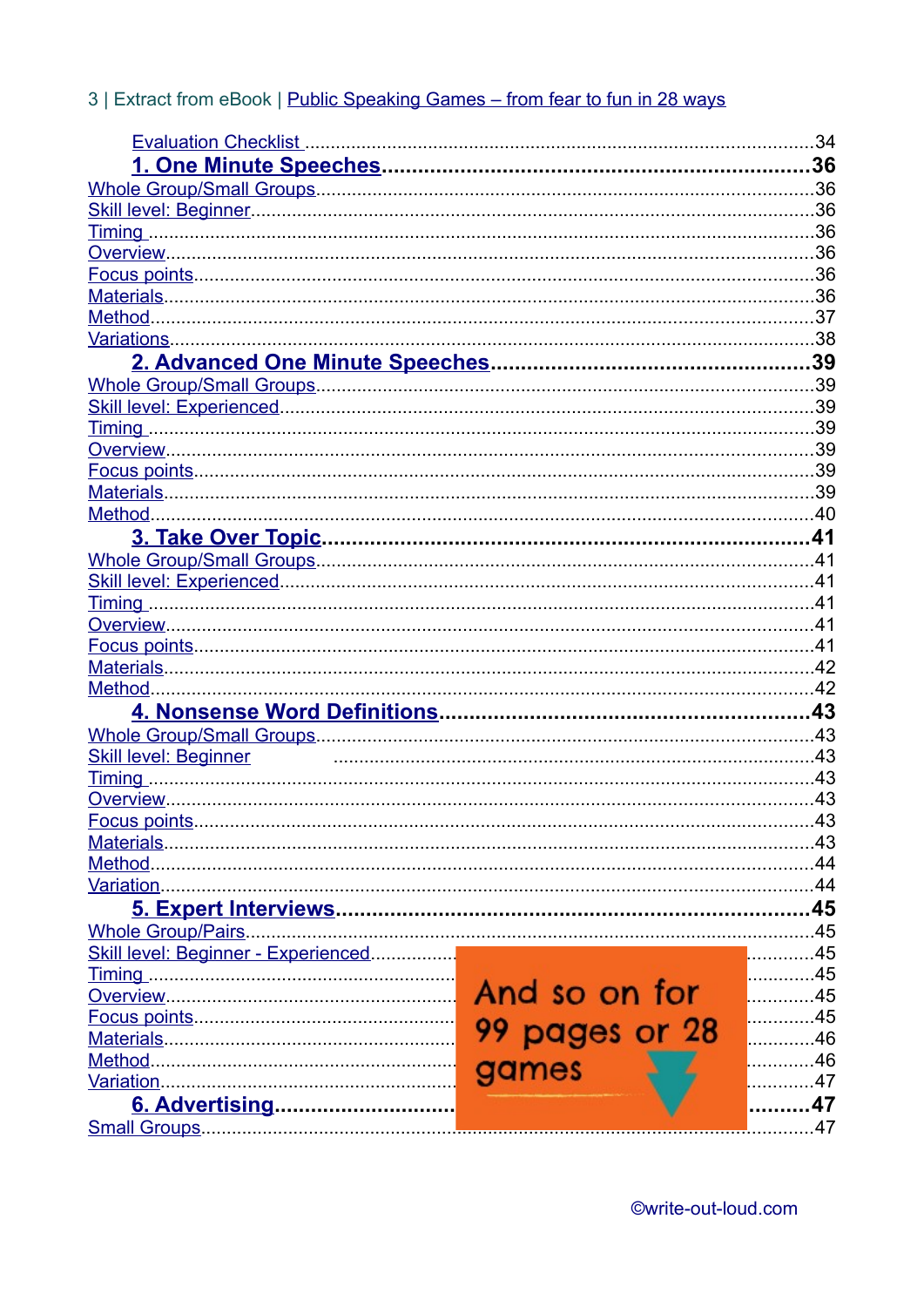Evaluation Checklist ........................................................................34

**1. One Minute Speeches** ........................................................................**36**

Whole Group/Small Groups........................................................................36
Skill level: Beginner........................................................................36
Timing ........................................................................36
Overview........................................................................36
Focus points........................................................................36
Materials........................................................................36
Method........................................................................37
Variations........................................................................38

**2. Advanced One Minute Speeches** ........................................................................**39**

Whole Group/Small Groups........................................................................39
Skill level: Experienced........................................................................39
Timing ........................................................................39
Overview........................................................................39
Focus points........................................................................39
Materials........................................................................39
Method........................................................................40

**3. Take Over Topic** ........................................................................**41**

Whole Group/Small Groups........................................................................41
Skill level: Experienced........................................................................41
Timing ........................................................................41
Overview........................................................................41
Focus points........................................................................41
Materials........................................................................42
Method........................................................................42

**4. Nonsense Word Definitions** ........................................................................**43**

Whole Group/Small Groups........................................................................43
Skill level: Beginner ........................................................................43
Timing ........................................................................43
Overview........................................................................43
Focus points........................................................................43
Materials........................................................................43
Method........................................................................44
Variation........................................................................44

**5. Expert Interviews** ........................................................................**45**

Whole Group/Pairs........................................................................45
Skill level: Beginner - Experienced........................................................................45
Timing ........................................................................45
Overview........................................................................45
Focus points........................................................................45
Materials........................................................................46
Method........................................................................46
Variation........................................................................47

**6. Advertising** ........................................................................**47**

Small Groups........................................................................47

And so on for 99 pages or 28 games

©write-out-loud.com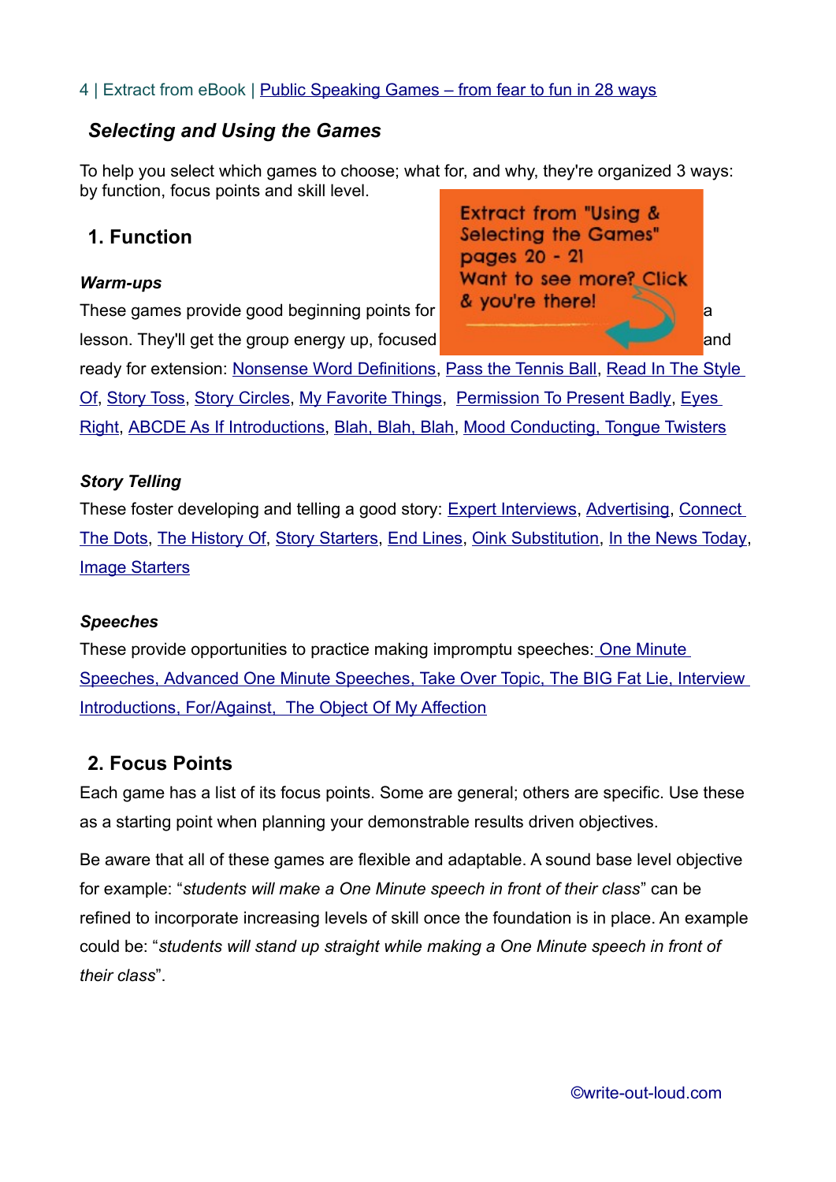## *Selecting and Using the Games*

To help you select which games to choose; what for, and why, they're organized 3 ways: by function, focus points and skill level.

Extract from "Using & Selecting the Games" pages 20 - 21 Want to see more? Click & you're there!

### 1. Function

#### *Warm-ups*

These games provide good beginning points for a lesson. They'll get the group energy up, focused and ready for extension: Nonsense Word Definitions, Pass the Tennis Ball, Read In The Style Of, Story Toss, Story Circles, My Favorite Things, Permission To Present Badly, Eyes Right, ABCDE As If Introductions, Blah, Blah, Blah, Mood Conducting, Tongue Twisters

#### *Story Telling*

These foster developing and telling a good story: Expert Interviews, Advertising, Connect The Dots, The History Of, Story Starters, End Lines, Oink Substitution, In the News Today, Image Starters

#### *Speeches*

These provide opportunities to practice making impromptu speeches: One Minute Speeches, Advanced One Minute Speeches, Take Over Topic, The BIG Fat Lie, Interview Introductions, For/Against, The Object Of My Affection

### 2. Focus Points

Each game has a list of its focus points. Some are general; others are specific. Use these as a starting point when planning your demonstrable results driven objectives.

Be aware that all of these games are flexible and adaptable. A sound base level objective for example: "*students will make a One Minute speech in front of their class*" can be refined to incorporate increasing levels of skill once the foundation is in place. An example could be: "*students will stand up straight while making a One Minute speech in front of their class*".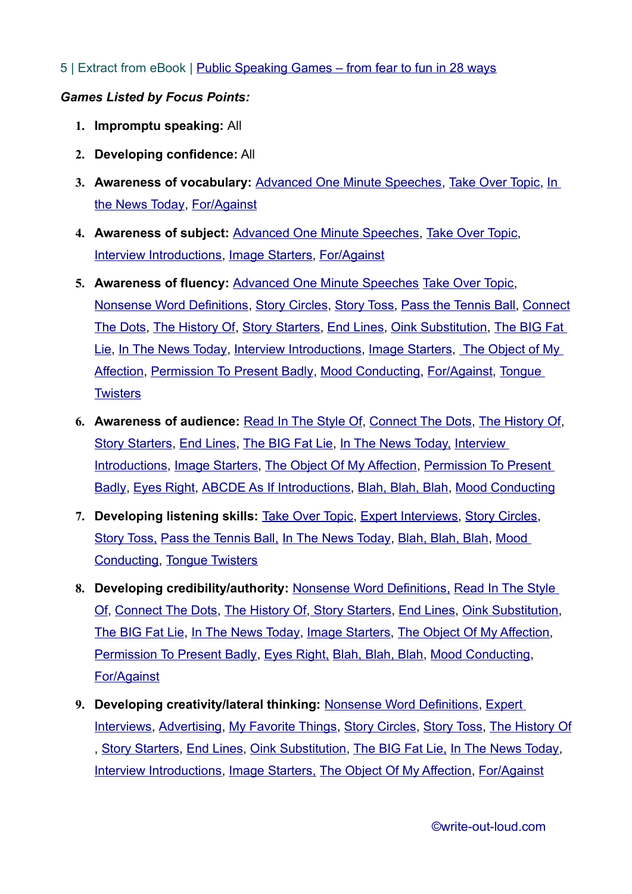5 | Extract from eBook | Public Speaking Games – from fear to fun in 28 ways

***Games Listed by Focus Points:***

1. **Impromptu speaking:** All
2. **Developing confidence:** All
3. **Awareness of vocabulary:** Advanced One Minute Speeches, Take Over Topic, In the News Today, For/Against
4. **Awareness of subject:** Advanced One Minute Speeches, Take Over Topic, Interview Introductions, Image Starters, For/Against
5. **Awareness of fluency:** Advanced One Minute Speeches Take Over Topic, Nonsense Word Definitions, Story Circles, Story Toss, Pass the Tennis Ball, Connect The Dots, The History Of, Story Starters, End Lines, Oink Substitution, The BIG Fat Lie, In The News Today, Interview Introductions, Image Starters, The Object of My Affection, Permission To Present Badly, Mood Conducting, For/Against, Tongue Twisters
6. **Awareness of audience:** Read In The Style Of, Connect The Dots, The History Of, Story Starters, End Lines, The BIG Fat Lie, In The News Today, Interview Introductions, Image Starters, The Object Of My Affection, Permission To Present Badly, Eyes Right, ABCDE As If Introductions, Blah, Blah, Blah, Mood Conducting
7. **Developing listening skills:** Take Over Topic, Expert Interviews, Story Circles, Story Toss, Pass the Tennis Ball, In The News Today, Blah, Blah, Blah, Mood Conducting, Tongue Twisters
8. **Developing credibility/authority:** Nonsense Word Definitions, Read In The Style Of, Connect The Dots, The History Of, Story Starters, End Lines, Oink Substitution, The BIG Fat Lie, In The News Today, Image Starters, The Object Of My Affection, Permission To Present Badly, Eyes Right, Blah, Blah, Blah, Mood Conducting, For/Against
9. **Developing creativity/lateral thinking:** Nonsense Word Definitions, Expert Interviews, Advertising, My Favorite Things, Story Circles, Story Toss, The History Of, Story Starters, End Lines, Oink Substitution, The BIG Fat Lie, In The News Today, Interview Introductions, Image Starters, The Object Of My Affection, For/Against

©write-out-loud.com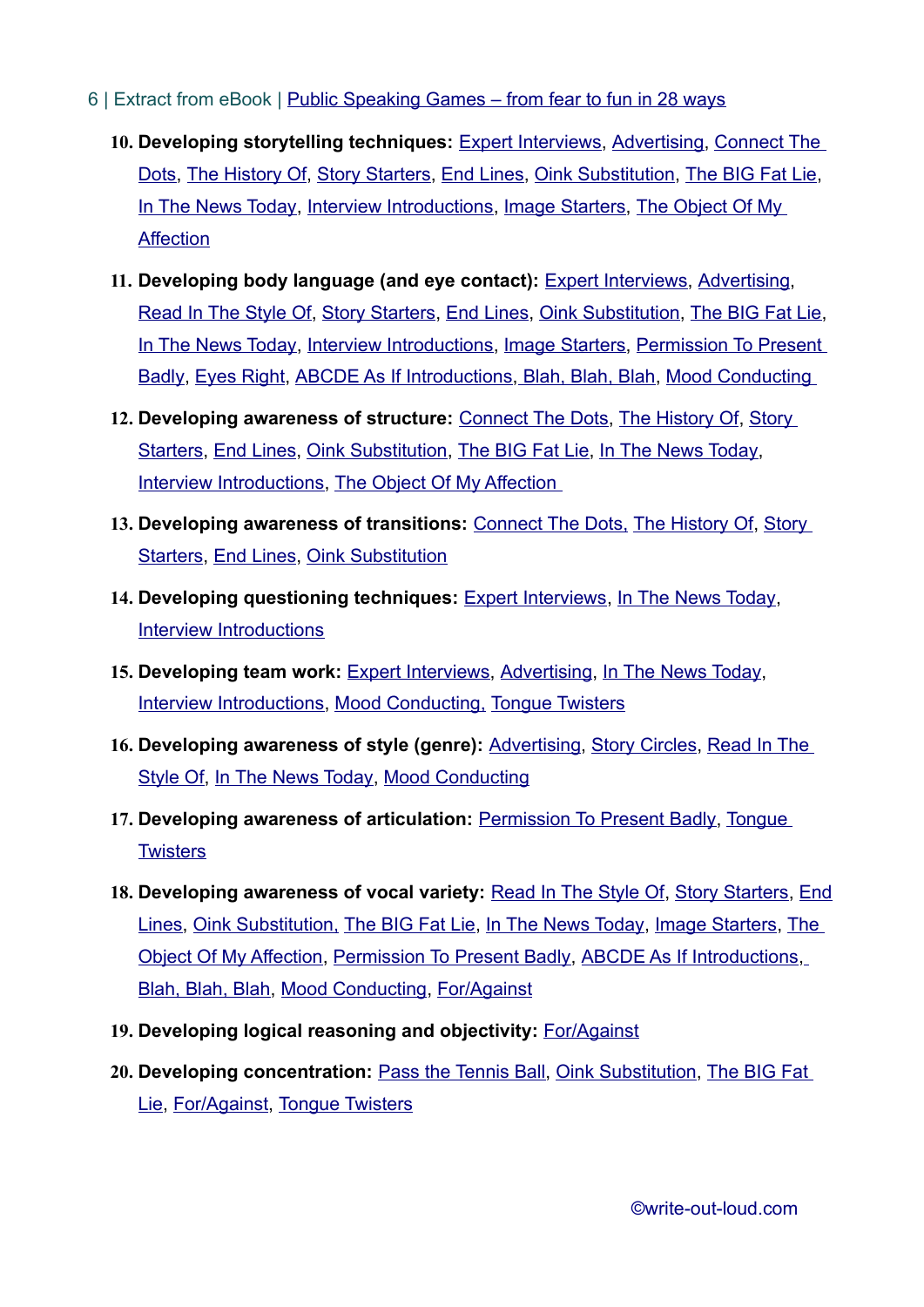10. **Developing storytelling techniques:** Expert Interviews, Advertising, Connect The Dots, The History Of, Story Starters, End Lines, Oink Substitution, The BIG Fat Lie, In The News Today, Interview Introductions, Image Starters, The Object Of My Affection
11. **Developing body language (and eye contact):** Expert Interviews, Advertising, Read In The Style Of, Story Starters, End Lines, Oink Substitution, The BIG Fat Lie, In The News Today, Interview Introductions, Image Starters, Permission To Present Badly, Eyes Right, ABCDE As If Introductions, Blah, Blah, Blah, Mood Conducting
12. **Developing awareness of structure:** Connect The Dots, The History Of, Story Starters, End Lines, Oink Substitution, The BIG Fat Lie, In The News Today, Interview Introductions, The Object Of My Affection
13. **Developing awareness of transitions:** Connect The Dots, The History Of, Story Starters, End Lines, Oink Substitution
14. **Developing questioning techniques:** Expert Interviews, In The News Today, Interview Introductions
15. **Developing team work:** Expert Interviews, Advertising, In The News Today, Interview Introductions, Mood Conducting, Tongue Twisters
16. **Developing awareness of style (genre):** Advertising, Story Circles, Read In The Style Of, In The News Today, Mood Conducting
17. **Developing awareness of articulation:** Permission To Present Badly, Tongue Twisters
18. **Developing awareness of vocal variety:** Read In The Style Of, Story Starters, End Lines, Oink Substitution, The BIG Fat Lie, In The News Today, Image Starters, The Object Of My Affection, Permission To Present Badly, ABCDE As If Introductions, Blah, Blah, Blah, Mood Conducting, For/Against
19. **Developing logical reasoning and objectivity:** For/Against
20. **Developing concentration:** Pass the Tennis Ball, Oink Substitution, The BIG Fat Lie, For/Against, Tongue Twisters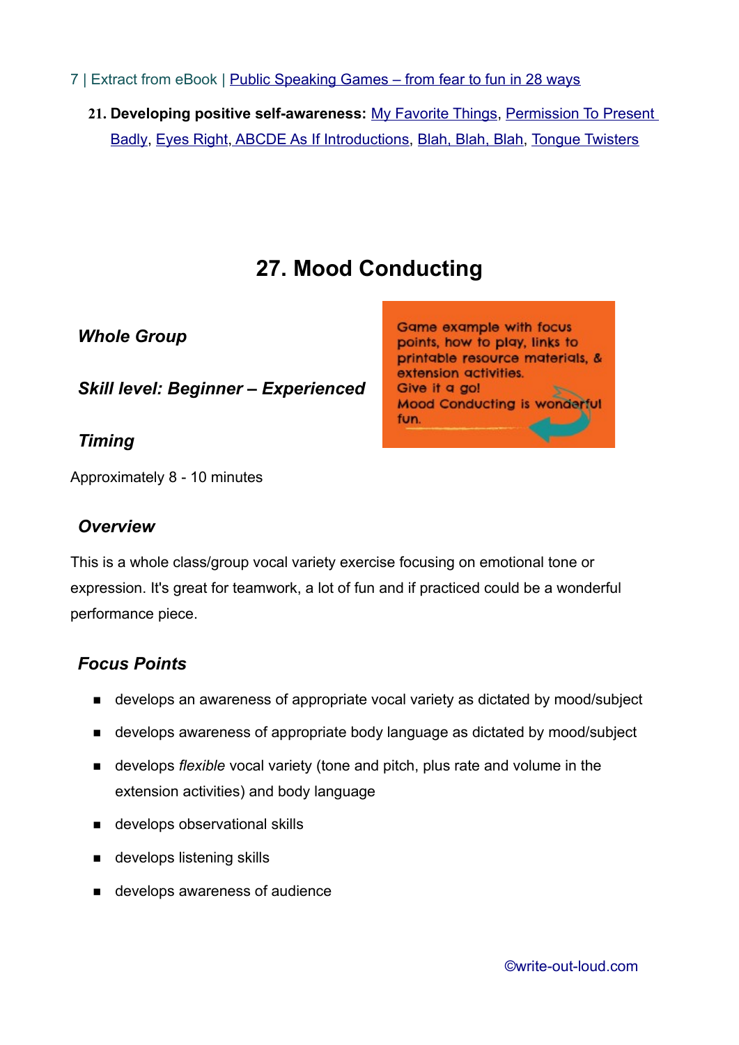21. **Developing positive self-awareness:** My Favorite Things, Permission To Present Badly, Eyes Right, ABCDE As If Introductions, Blah, Blah, Blah, Tongue Twisters

# 27. Mood Conducting

***Whole Group***

***Skill level: Beginner – Experienced***

Game example with focus points, how to play, links to printable resource materials, & extension activities.
Give it a go!
Mood Conducting is wonderful fun.

***Timing***

Approximately 8 - 10 minutes

***Overview***

This is a whole class/group vocal variety exercise focusing on emotional tone or expression. It's great for teamwork, a lot of fun and if practiced could be a wonderful performance piece.

***Focus Points***

- develops an awareness of appropriate vocal variety as dictated by mood/subject
- develops awareness of appropriate body language as dictated by mood/subject
- develops *flexible* vocal variety (tone and pitch, plus rate and volume in the extension activities) and body language
- develops observational skills
- develops listening skills
- develops awareness of audience

©write-out-loud.com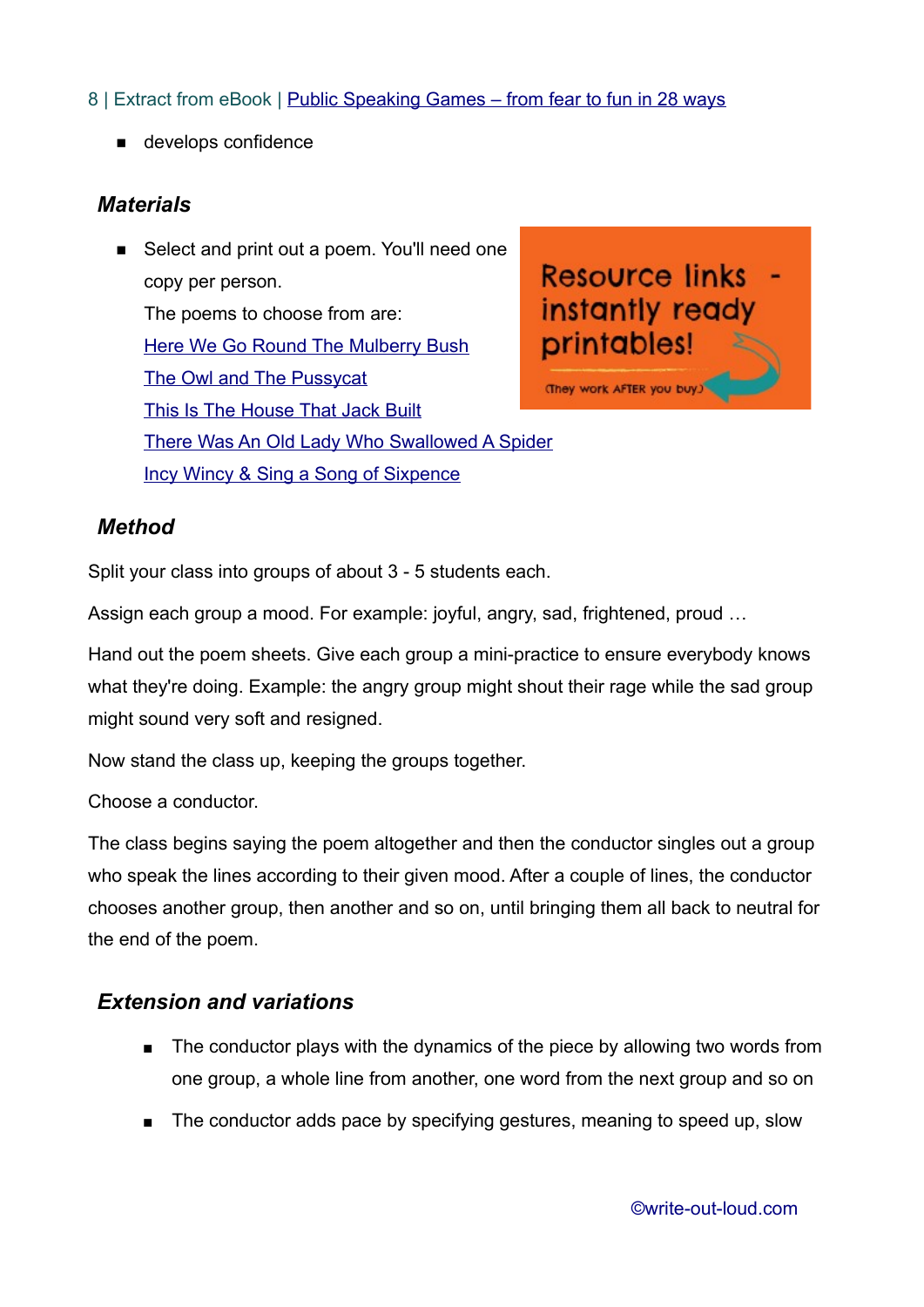- develops confidence

### Materials

- Select and print out a poem. You'll need one copy per person.
  The poems to choose from are:
  [Here We Go Round The Mulberry Bush]
  [The Owl and The Pussycat]
  [This Is The House That Jack Built]
  [There Was An Old Lady Who Swallowed A Spider]
  [Incy Wincy & Sing a Song of Sixpence]

Resource links - instantly ready printables! (They work AFTER you buy.)

### Method

Split your class into groups of about 3 - 5 students each.

Assign each group a mood. For example: joyful, angry, sad, frightened, proud …

Hand out the poem sheets. Give each group a mini-practice to ensure everybody knows what they're doing. Example: the angry group might shout their rage while the sad group might sound very soft and resigned.

Now stand the class up, keeping the groups together.

Choose a conductor.

The class begins saying the poem altogether and then the conductor singles out a group who speak the lines according to their given mood. After a couple of lines, the conductor chooses another group, then another and so on, until bringing them all back to neutral for the end of the poem.

### Extension and variations

- The conductor plays with the dynamics of the piece by allowing two words from one group, a whole line from another, one word from the next group and so on
- The conductor adds pace by specifying gestures, meaning to speed up, slow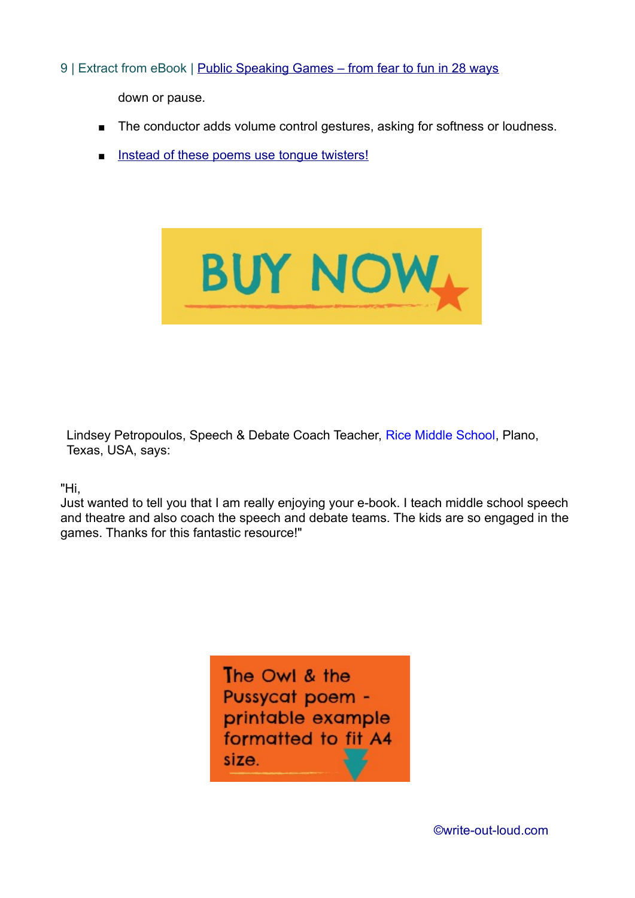down or pause.

- The conductor adds volume control gestures, asking for softness or loudness.
- Instead of these poems use tongue twisters!

BUY NOW

Lindsey Petropoulos, Speech & Debate Coach Teacher, Rice Middle School, Plano, Texas, USA, says:

"Hi,
Just wanted to tell you that I am really enjoying your e-book. I teach middle school speech and theatre and also coach the speech and debate teams. The kids are so engaged in the games. Thanks for this fantastic resource!"

The Owl & the Pussycat poem - printable example formatted to fit A4 size.

©write-out-loud.com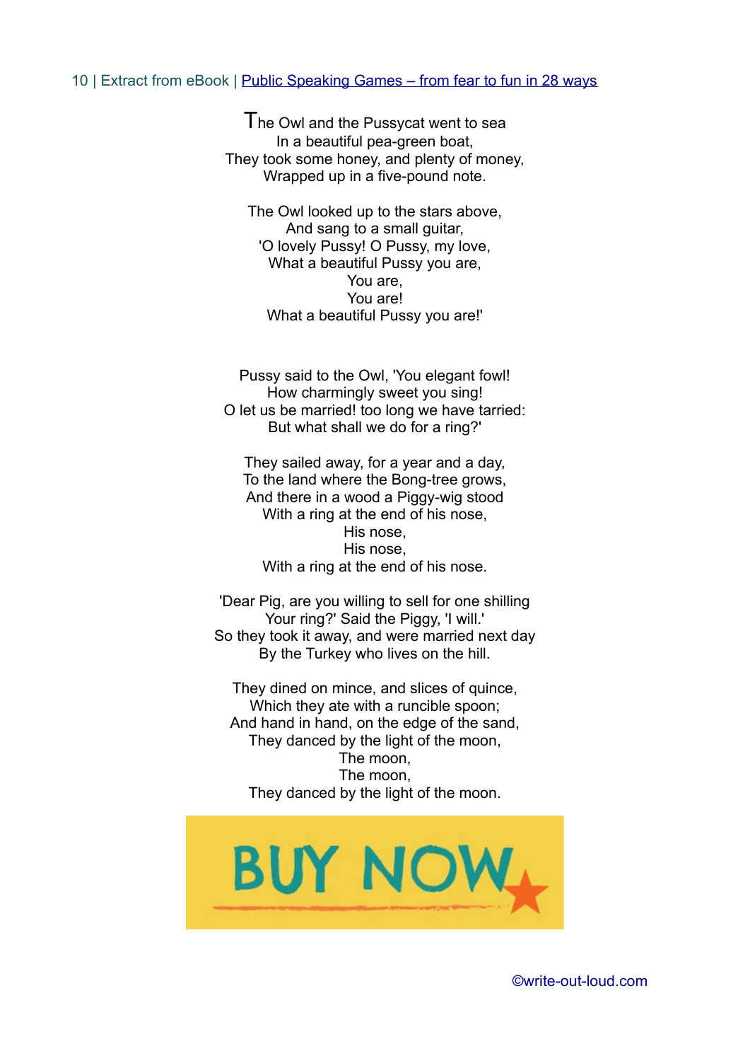The Owl and the Pussycat went to sea
In a beautiful pea-green boat,
They took some honey, and plenty of money,
Wrapped up in a five-pound note.

The Owl looked up to the stars above,
And sang to a small guitar,
'O lovely Pussy! O Pussy, my love,
What a beautiful Pussy you are,
You are,
You are!
What a beautiful Pussy you are!'

Pussy said to the Owl, 'You elegant fowl!
How charmingly sweet you sing!
O let us be married! too long we have tarried:
But what shall we do for a ring?'

They sailed away, for a year and a day,
To the land where the Bong-tree grows,
And there in a wood a Piggy-wig stood
With a ring at the end of his nose,
His nose,
His nose,
With a ring at the end of his nose.

'Dear Pig, are you willing to sell for one shilling
Your ring?' Said the Piggy, 'I will.'
So they took it away, and were married next day
By the Turkey who lives on the hill.

They dined on mince, and slices of quince,
Which they ate with a runcible spoon;
And hand in hand, on the edge of the sand,
They danced by the light of the moon,
The moon,
The moon,
They danced by the light of the moon.

BUY NOW